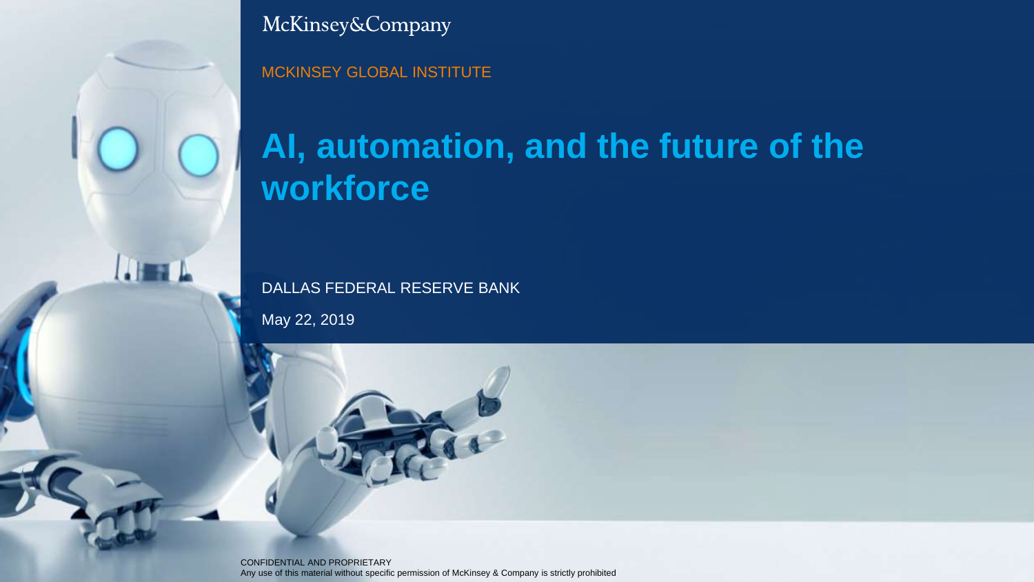McKinsey&Company

MCKINSEY GLOBAL INSTITUTE

# AI, automation, and the future of the workforce

DALLAS FEDERAL RESERVE BANK

May 22, 2019

CONFIDENTIAL AND PROPRIETARY
Any use of this material without specific permission of McKinsey & Company is strictly prohibited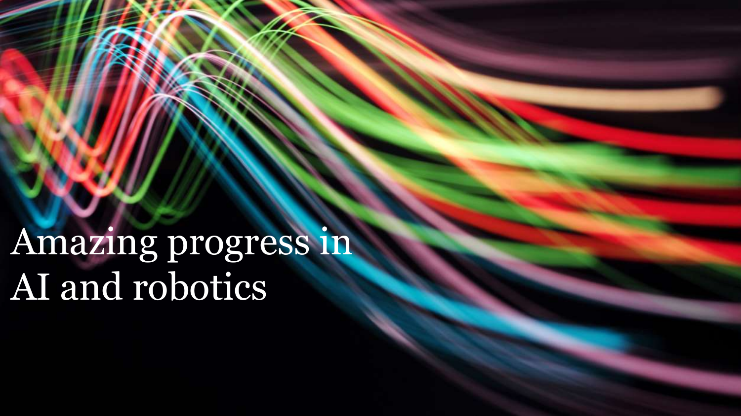# Amazing progress in AI and robotics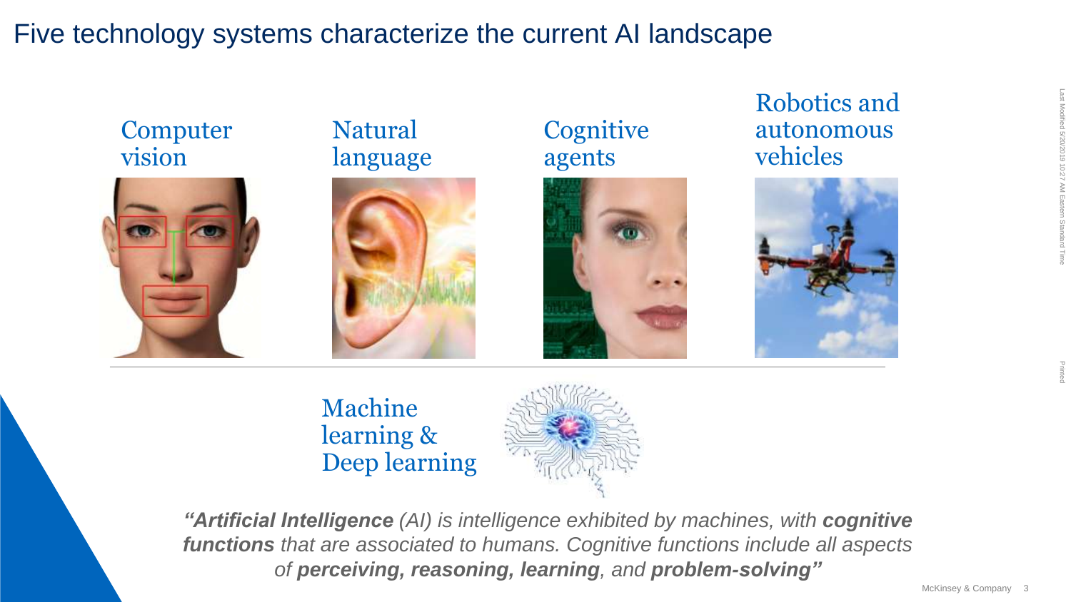# Five technology systems characterize the current AI landscape

Computer vision

Natural language

Cognitive agents

Robotics and autonomous vehicles

Machine learning & Deep learning

*“**Artificial Intelligence** (AI) is intelligence exhibited by machines, with **cognitive functions** that are associated to humans. Cognitive functions include all aspects of **perceiving, reasoning, learning**, and **problem-solving**”*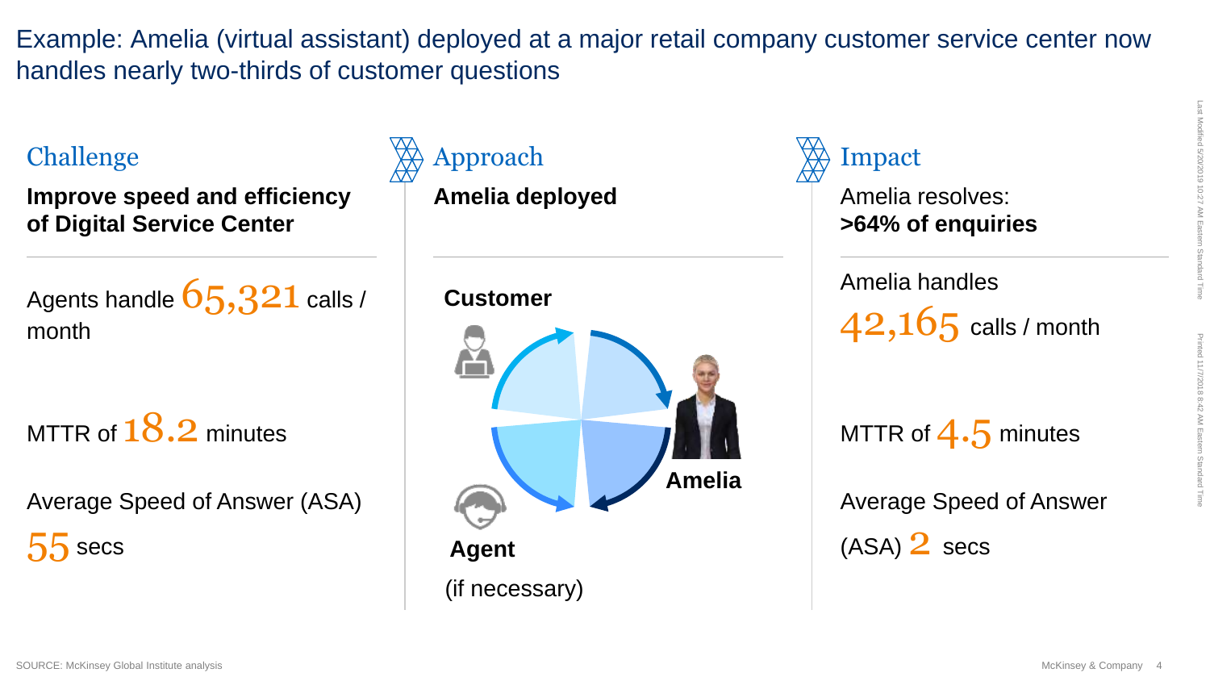# Example: Amelia (virtual assistant) deployed at a major retail company customer service center now handles nearly two-thirds of customer questions

## Challenge

**Improve speed and efficiency of Digital Service Center**

Agents handle 65,321 calls / month

MTTR of 18.2 minutes

Average Speed of Answer (ASA) 55 secs

## Approach

**Amelia deployed**

Customer

Amelia

Agent (if necessary)

## Impact

Amelia resolves:
**>64% of enquiries**

Amelia handles 42,165 calls / month

MTTR of 4.5 minutes

Average Speed of Answer (ASA) 2 secs

SOURCE: McKinsey Global Institute analysis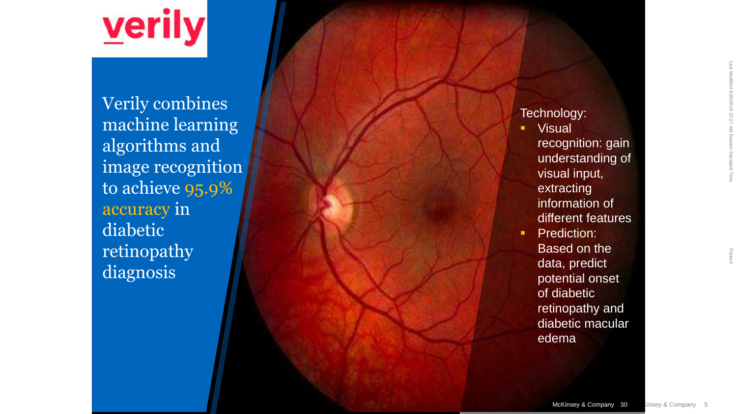verily

Verily combines machine learning algorithms and image recognition to achieve 95.9% accuracy in diabetic retinopathy diagnosis

Technology:

- Visual recognition: gain understanding of visual input, extracting information of different features
- Prediction: Based on the data, predict potential onset of diabetic retinopathy and diabetic macular edema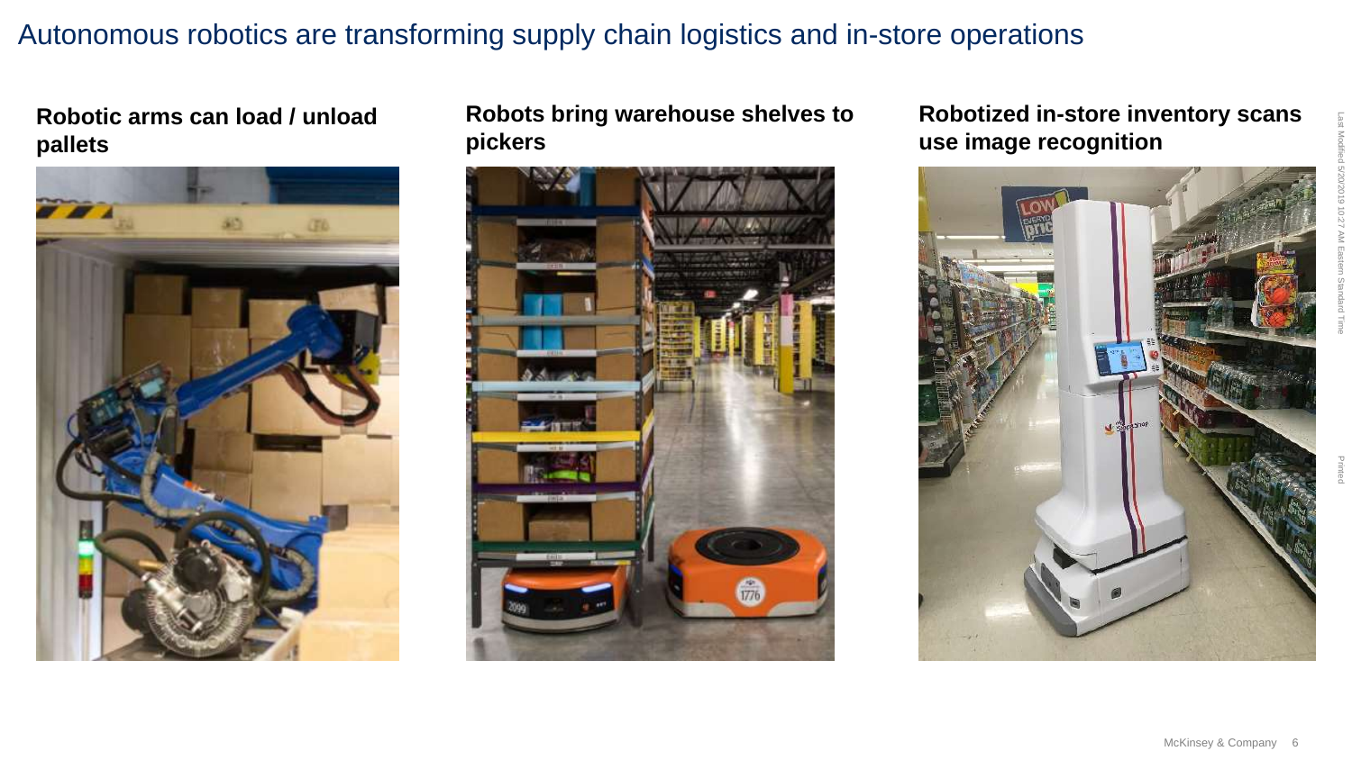# Autonomous robotics are transforming supply chain logistics and in-store operations

**Robotic arms can load / unload pallets**

**Robots bring warehouse shelves to pickers**

**Robotized in-store inventory scans use image recognition**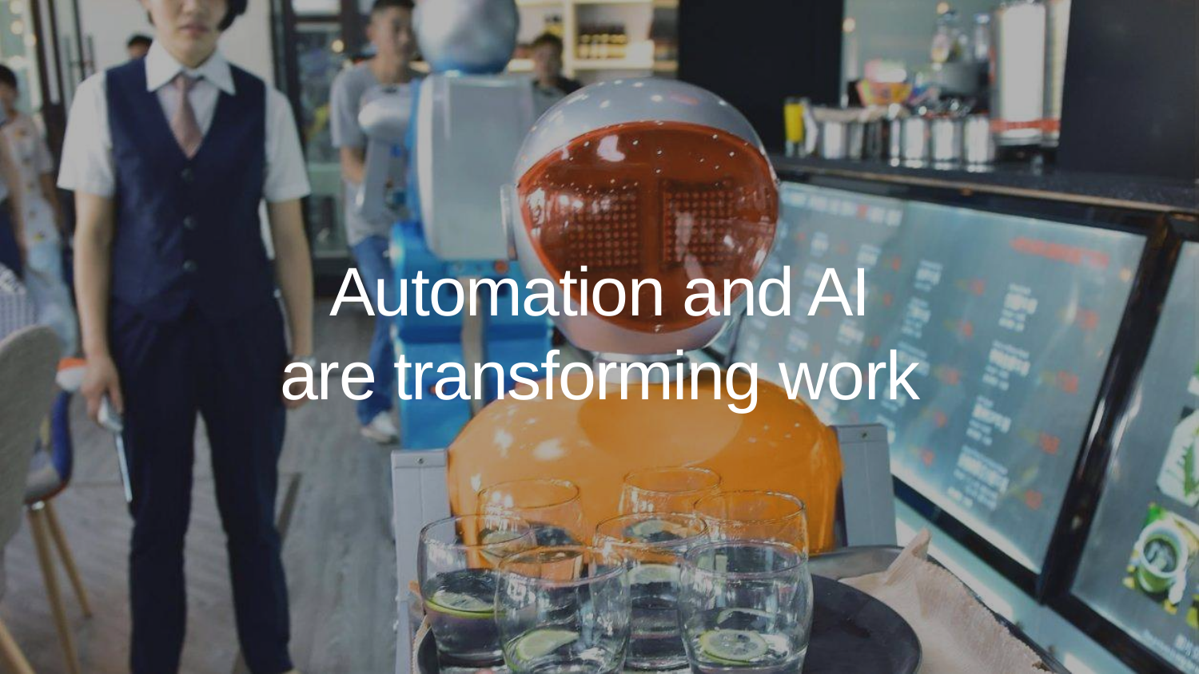# Automation and AI are transforming work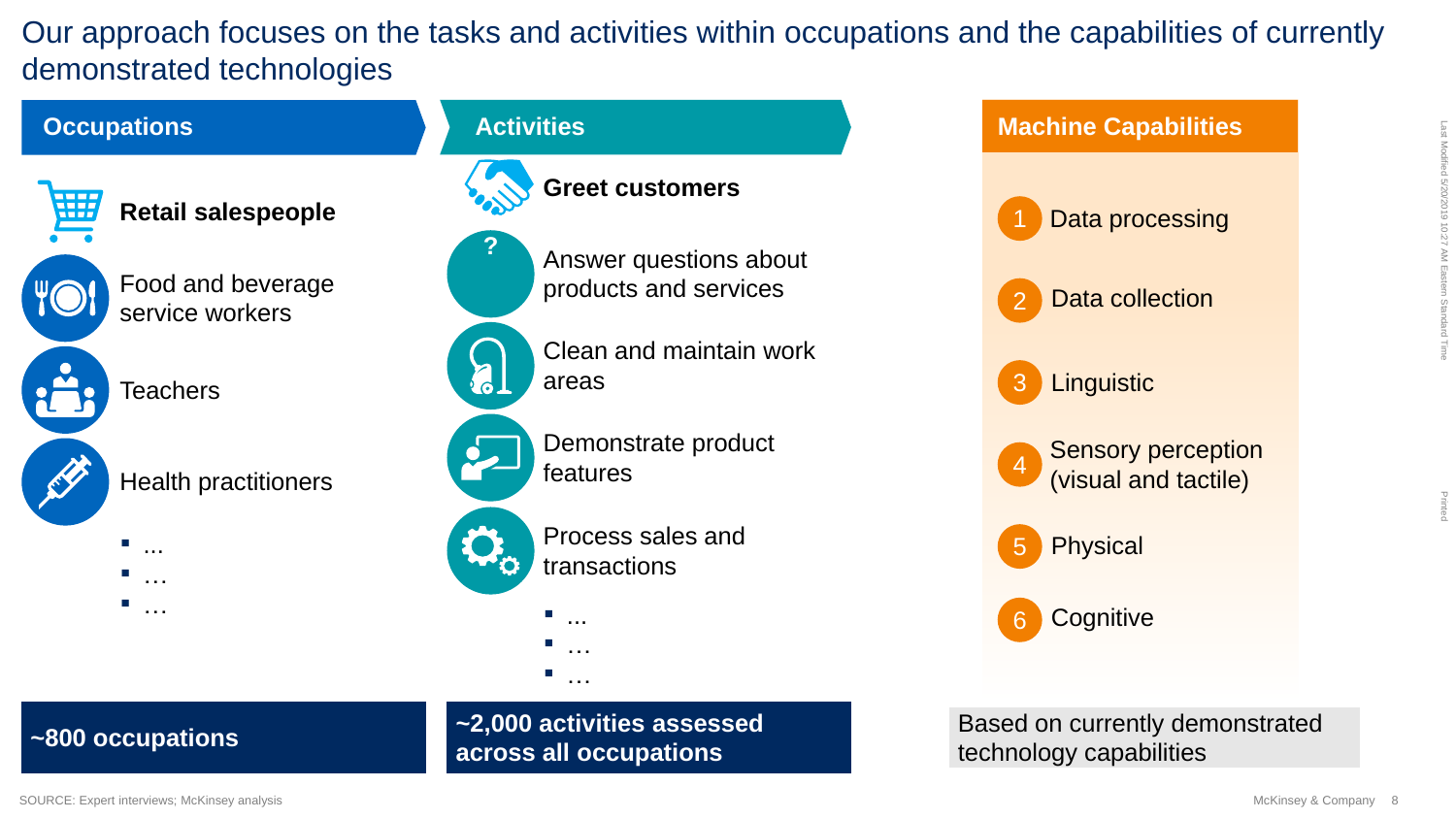# Our approach focuses on the tasks and activities within occupations and the capabilities of currently demonstrated technologies

## Occupations

- **Retail salespeople**
- Food and beverage service workers
- Teachers
- Health practitioners
- ...
- …
- …

**~800 occupations**

## Activities

- **Greet customers**
- Answer questions about products and services
- Clean and maintain work areas
- Demonstrate product features
- Process sales and transactions
- ...
- …
- …

**~2,000 activities assessed across all occupations**

## Machine Capabilities

1. Data processing
2. Data collection
3. Linguistic
4. Sensory perception (visual and tactile)
5. Physical
6. Cognitive

Based on currently demonstrated technology capabilities

SOURCE: Expert interviews; McKinsey analysis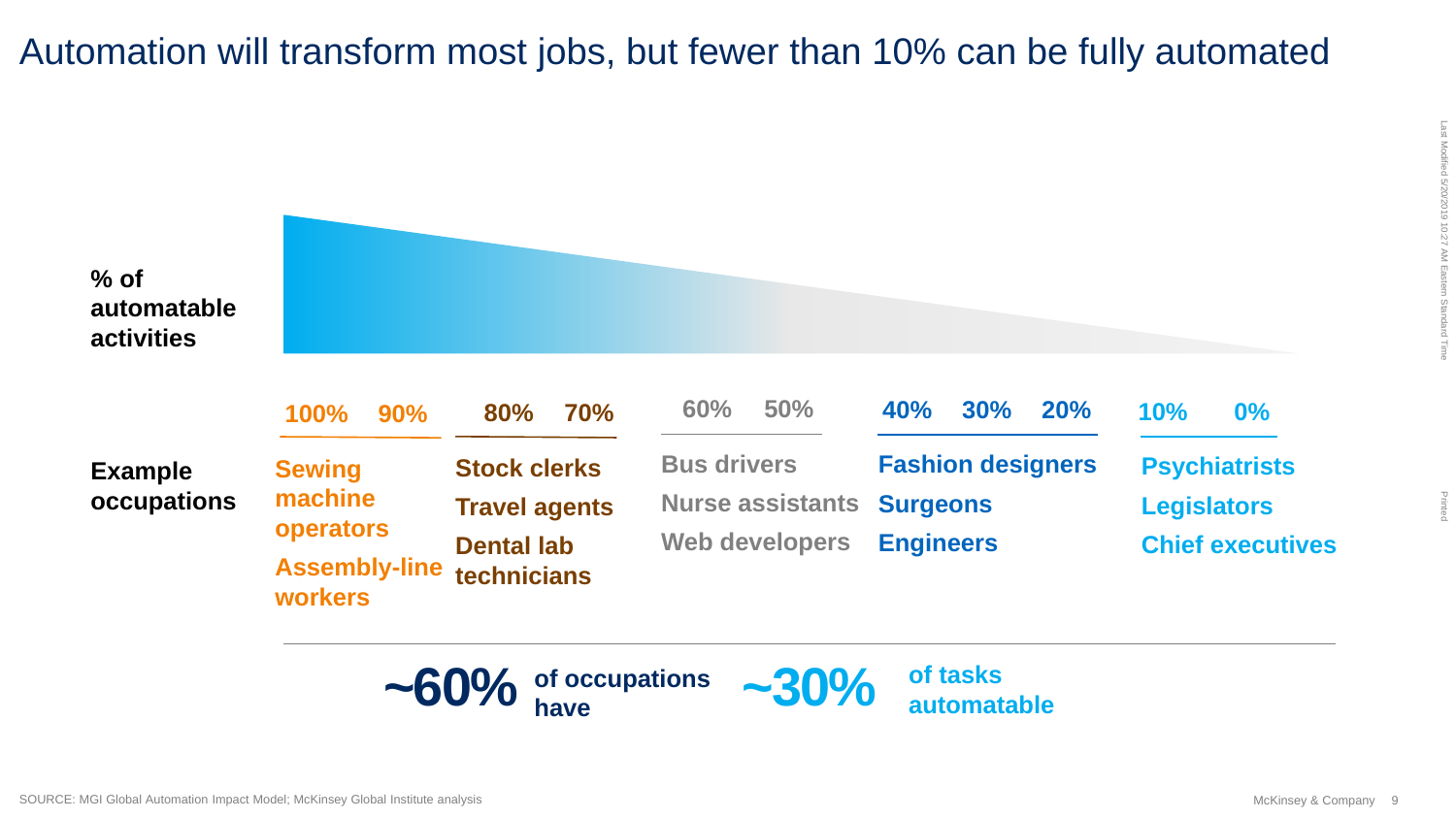# Automation will transform most jobs, but fewer than 10% can be fully automated

**% of automatable activities**

| | 100% – 90% | 80% – 70% | 60% – 50% | 40% – 30% – 20% | 10% – 0% |
|---|---|---|---|---|---|
| **Example occupations** | Sewing machine operators<br>Assembly-line workers | Stock clerks<br>Travel agents<br>Dental lab technicians | Bus drivers<br>Nurse assistants<br>Web developers | Fashion designers<br>Surgeons<br>Engineers | Psychiatrists<br>Legislators<br>Chief executives |

**~60%** of occupations have **~30%** of tasks automatable

SOURCE: MGI Global Automation Impact Model; McKinsey Global Institute analysis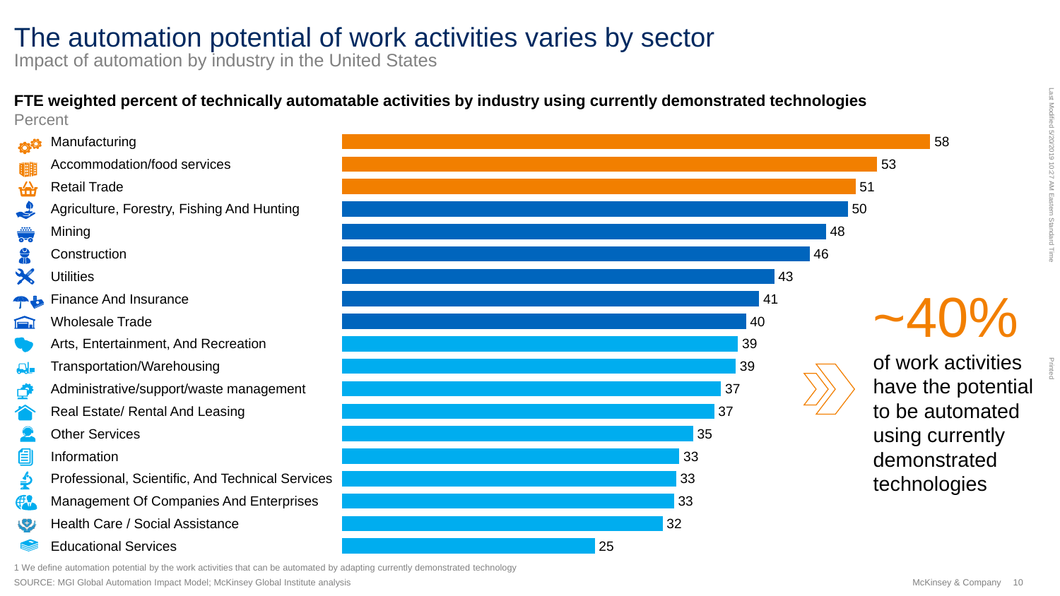# The automation potential of work activities varies by sector

Impact of automation by industry in the United States

**FTE weighted percent of technically automatable activities by industry using currently demonstrated technologies**

Percent

| Industry | Percent |
|---|---|
| Manufacturing | 58 |
| Accommodation/food services | 53 |
| Retail Trade | 51 |
| Agriculture, Forestry, Fishing And Hunting | 50 |
| Mining | 48 |
| Construction | 46 |
| Utilities | 43 |
| Finance And Insurance | 41 |
| Wholesale Trade | 40 |
| Arts, Entertainment, And Recreation | 39 |
| Transportation/Warehousing | 39 |
| Administrative/support/waste management | 37 |
| Real Estate/ Rental And Leasing | 37 |
| Other Services | 35 |
| Information | 33 |
| Professional, Scientific, And Technical Services | 33 |
| Management Of Companies And Enterprises | 33 |
| Health Care / Social Assistance | 32 |
| Educational Services | 25 |

**~40%** of work activities have the potential to be automated using currently demonstrated technologies

1 We define automation potential by the work activities that can be automated by adapting currently demonstrated technology

SOURCE: MGI Global Automation Impact Model; McKinsey Global Institute analysis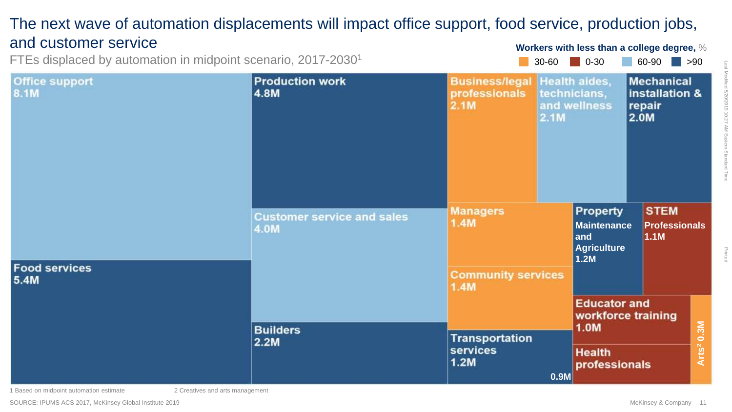# The next wave of automation displacements will impact office support, food service, production jobs, and customer service

FTEs displaced by automation in midpoint scenario, 2017-2030[1]

**Workers with less than a college degree,** %

30-60 | 0-30 | 60-90 | >90

| Occupation category | FTEs displaced | Workers with less than a college degree, % |
|---|---|---|
| Office support | 8.1M | 60-90 |
| Food services | 5.4M | >90 |
| Production work | 4.8M | >90 |
| Customer service and sales | 4.0M | 60-90 |
| Builders | 2.2M | >90 |
| Business/legal professionals | 2.1M | 30-60 |
| Health aides, technicians, and wellness | 2.1M | 60-90 |
| Mechanical installation & repair | 2.0M | >90 |
| Managers | 1.4M | 30-60 |
| Community services | 1.4M | 30-60 |
| Transportation services | 1.2M | >90 |
| Property Maintenance and Agriculture | 1.2M | >90 |
| STEM Professionals | 1.1M | 0-30 |
| Educator and workforce training | 1.0M | 0-30 |
| Health professionals | 0.9M | 0-30 |
| Arts[2] | 0.3M | 30-60 |

1 Based on midpoint automation estimate

2 Creatives and arts management

SOURCE: IPUMS ACS 2017, McKinsey Global Institute 2019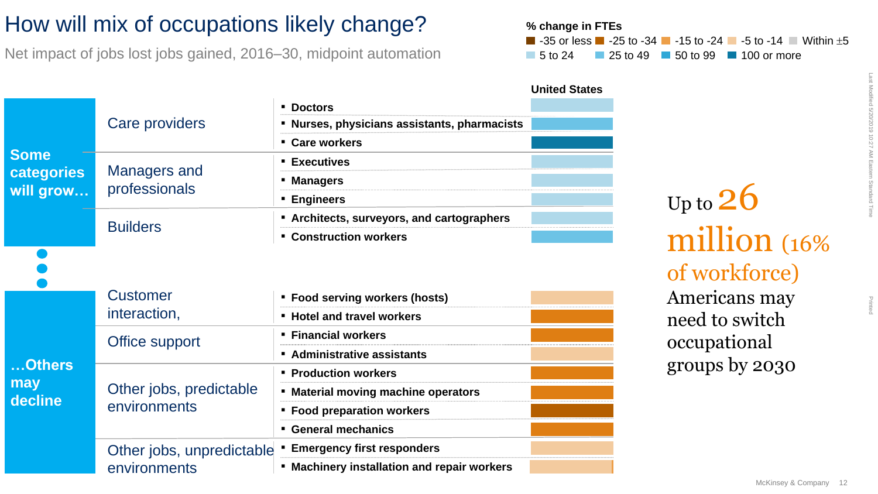# How will mix of occupations likely change?

Net impact of jobs lost jobs gained, 2016–30, midpoint automation

**% change in FTEs**

-35 or less | -25 to -34 | -15 to -24 | -5 to -14 | Within ±5 | 5 to 24 | 25 to 49 | 50 to 99 | 100 or more

| | Category | Occupation | United States |
|---|---|---|---|
| **Some categories will grow…** | Care providers | Doctors | 5 to 24 |
| | | Nurses, physicians assistants, pharmacists | 25 to 49 |
| | | Care workers | 100 or more |
| | Managers and professionals | Executives | 5 to 24 |
| | | Managers | 5 to 24 |
| | | Engineers | 5 to 24 |
| | Builders | Architects, surveyors, and cartographers | 5 to 24 |
| | | Construction workers | 25 to 49 |
| **…Others may decline** | Customer interaction, | Food serving workers (hosts) | -5 to -14 |
| | | Hotel and travel workers | -25 to -34 |
| | Office support | Financial workers | -25 to -34 |
| | | Administrative assistants | -5 to -14 |
| | Other jobs, predictable environments | Production workers | -25 to -34 |
| | | Material moving machine operators | -25 to -34 |
| | | Food preparation workers | -35 or less |
| | | General mechanics | -25 to -34 |
| | Other jobs, unpredictable environments | Emergency first responders | -5 to -14 |
| | | Machinery installation and repair workers | -5 to -14 |

Up to **26 million** (16% of workforce) Americans may need to switch occupational groups by 2030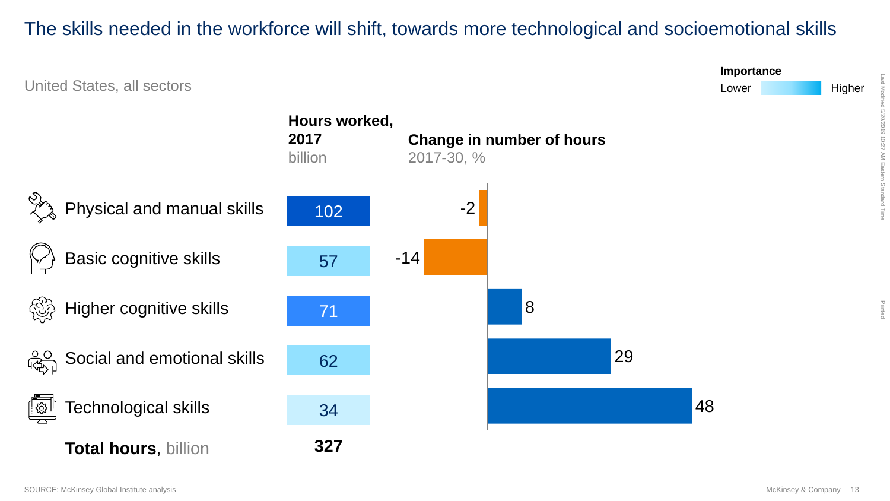# The skills needed in the workforce will shift, towards more technological and socioemotional skills

United States, all sectors

**Importance**
Lower — Higher

| Skill | **Hours worked, 2017** billion | **Change in number of hours** 2017-30, % |
|---|---|---|
| Physical and manual skills | 102 | -2 |
| Basic cognitive skills | 57 | -14 |
| Higher cognitive skills | 71 | 8 |
| Social and emotional skills | 62 | 29 |
| Technological skills | 34 | 48 |
| **Total hours**, billion | **327** | |

SOURCE: McKinsey Global Institute analysis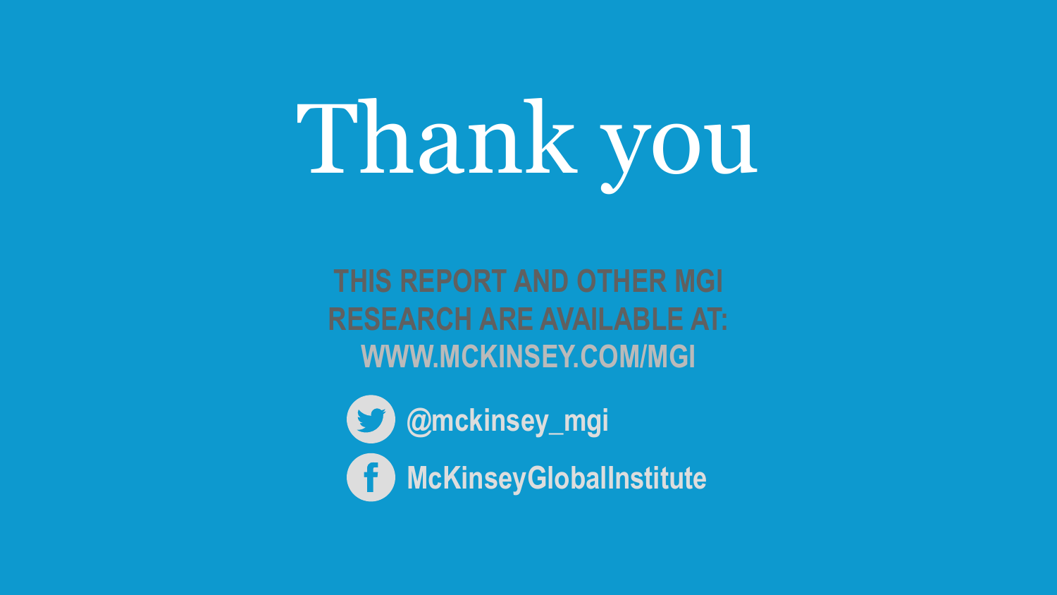# Thank you

**THIS REPORT AND OTHER MGI RESEARCH ARE AVAILABLE AT:**
**WWW.MCKINSEY.COM/MGI**

**@mckinsey_mgi**

**McKinseyGlobalInstitute**